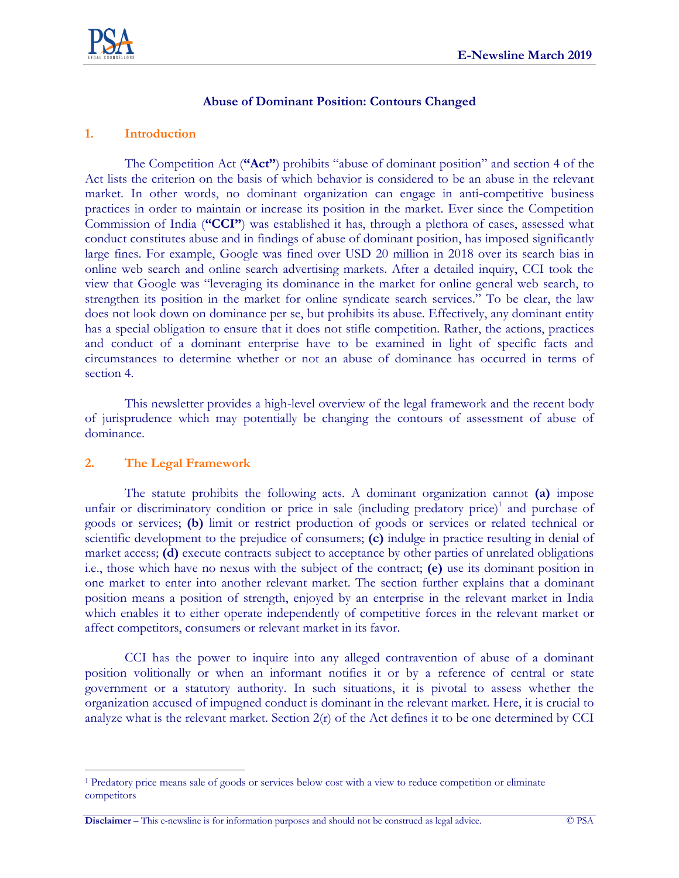# Abuse of Dominant Position: Contours Changed

## 1. Introduction

The Competition Act (**"Act"**) prohibits "abuse of dominant position" and section 4 of the Act lists the criterion on the basis of which behavior is considered to be an abuse in the relevant market. In other words, no dominant organization can engage in anti-competitive business practices in order to maintain or increase its position in the market. Ever since the Competition Commission of India (**"CCI"**) was established it has, through a plethora of cases, assessed what conduct constitutes abuse and in findings of abuse of dominant position, has imposed significantly large fines. For example, Google was fined over USD 20 million in 2018 over its search bias in online web search and online search advertising markets. After a detailed inquiry, CCI took the view that Google was "leveraging its dominance in the market for online general web search, to strengthen its position in the market for online syndicate search services." To be clear, the law does not look down on dominance per se, but prohibits its abuse. Effectively, any dominant entity has a special obligation to ensure that it does not stifle competition. Rather, the actions, practices and conduct of a dominant enterprise have to be examined in light of specific facts and circumstances to determine whether or not an abuse of dominance has occurred in terms of section 4.

This newsletter provides a high-level overview of the legal framework and the recent body of jurisprudence which may potentially be changing the contours of assessment of abuse of dominance.

## 2. The Legal Framework

The statute prohibits the following acts. A dominant organization cannot **(a)** impose unfair or discriminatory condition or price in sale (including predatory price)[1] and purchase of goods or services; **(b)** limit or restrict production of goods or services or related technical or scientific development to the prejudice of consumers; **(c)** indulge in practice resulting in denial of market access; **(d)** execute contracts subject to acceptance by other parties of unrelated obligations i.e., those which have no nexus with the subject of the contract; **(e)** use its dominant position in one market to enter into another relevant market. The section further explains that a dominant position means a position of strength, enjoyed by an enterprise in the relevant market in India which enables it to either operate independently of competitive forces in the relevant market or affect competitors, consumers or relevant market in its favor.

CCI has the power to inquire into any alleged contravention of abuse of a dominant position volitionally or when an informant notifies it or by a reference of central or state government or a statutory authority. In such situations, it is pivotal to assess whether the organization accused of impugned conduct is dominant in the relevant market. Here, it is crucial to analyze what is the relevant market. Section 2(r) of the Act defines it to be one determined by CCI

---

[1] Predatory price means sale of goods or services below cost with a view to reduce competition or eliminate competitors

**Disclaimer** – This e-newsline is for information purposes and should not be construed as legal advice.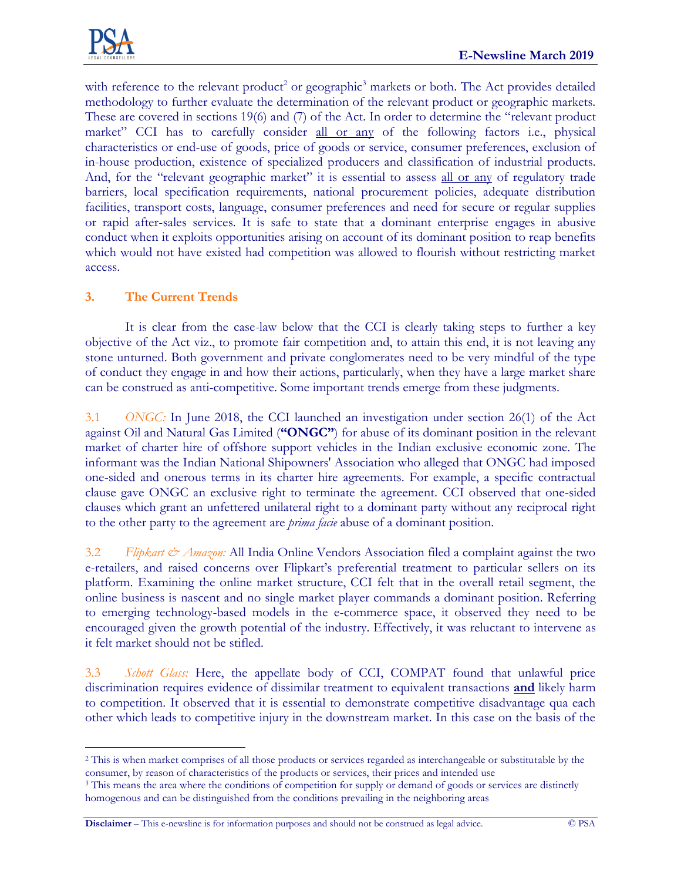with reference to the relevant product[2] or geographic[3] markets or both. The Act provides detailed methodology to further evaluate the determination of the relevant product or geographic markets. These are covered in sections 19(6) and (7) of the Act. In order to determine the "relevant product market" CCI has to carefully consider all or any of the following factors i.e., physical characteristics or end-use of goods, price of goods or service, consumer preferences, exclusion of in-house production, existence of specialized producers and classification of industrial products. And, for the "relevant geographic market" it is essential to assess all or any of regulatory trade barriers, local specification requirements, national procurement policies, adequate distribution facilities, transport costs, language, consumer preferences and need for secure or regular supplies or rapid after-sales services. It is safe to state that a dominant enterprise engages in abusive conduct when it exploits opportunities arising on account of its dominant position to reap benefits which would not have existed had competition was allowed to flourish without restricting market access.

### 3. The Current Trends

It is clear from the case-law below that the CCI is clearly taking steps to further a key objective of the Act viz., to promote fair competition and, to attain this end, it is not leaving any stone unturned. Both government and private conglomerates need to be very mindful of the type of conduct they engage in and how their actions, particularly, when they have a large market share can be construed as anti-competitive. Some important trends emerge from these judgments.

3.1 *ONGC:* In June 2018, the CCI launched an investigation under section 26(1) of the Act against Oil and Natural Gas Limited (**"ONGC"**) for abuse of its dominant position in the relevant market of charter hire of offshore support vehicles in the Indian exclusive economic zone. The informant was the Indian National Shipowners' Association who alleged that ONGC had imposed one-sided and onerous terms in its charter hire agreements. For example, a specific contractual clause gave ONGC an exclusive right to terminate the agreement. CCI observed that one-sided clauses which grant an unfettered unilateral right to a dominant party without any reciprocal right to the other party to the agreement are *prima facie* abuse of a dominant position.

3.2 *Flipkart & Amazon:* All India Online Vendors Association filed a complaint against the two e-retailers, and raised concerns over Flipkart's preferential treatment to particular sellers on its platform. Examining the online market structure, CCI felt that in the overall retail segment, the online business is nascent and no single market player commands a dominant position. Referring to emerging technology-based models in the e-commerce space, it observed they need to be encouraged given the growth potential of the industry. Effectively, it was reluctant to intervene as it felt market should not be stifled.

3.3 *Schott Glass:* Here, the appellate body of CCI, COMPAT found that unlawful price discrimination requires evidence of dissimilar treatment to equivalent transactions **and** likely harm to competition. It observed that it is essential to demonstrate competitive disadvantage qua each other which leads to competitive injury in the downstream market. In this case on the basis of the

---

[2] This is when market comprises of all those products or services regarded as interchangeable or substitutable by the consumer, by reason of characteristics of the products or services, their prices and intended use

[3] This means the area where the conditions of competition for supply or demand of goods or services are distinctly homogenous and can be distinguished from the conditions prevailing in the neighboring areas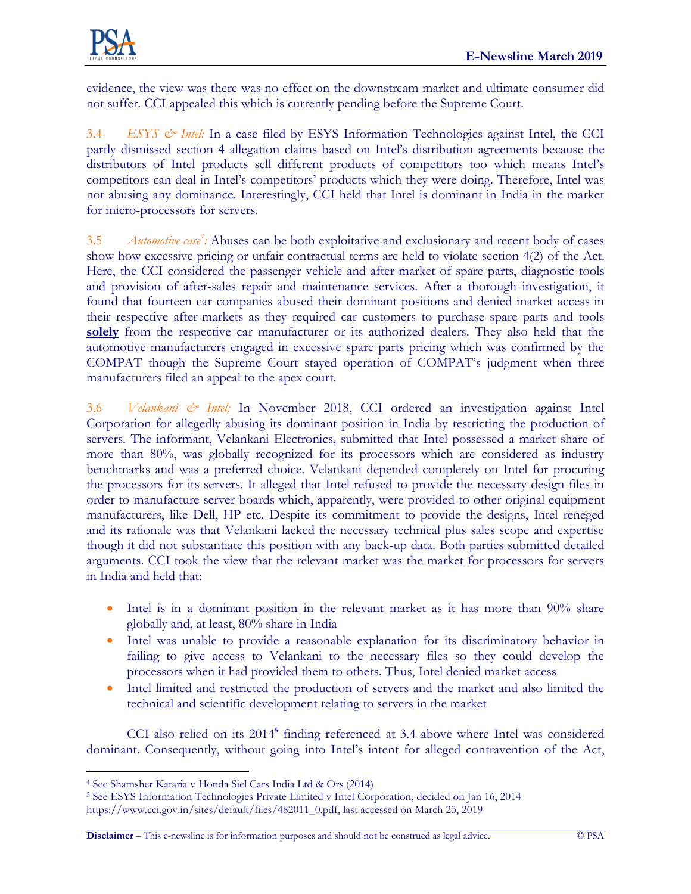evidence, the view was there was no effect on the downstream market and ultimate consumer did not suffer. CCI appealed this which is currently pending before the Supreme Court.

3.4 *ESYS & Intel:* In a case filed by ESYS Information Technologies against Intel, the CCI partly dismissed section 4 allegation claims based on Intel's distribution agreements because the distributors of Intel products sell different products of competitors too which means Intel's competitors can deal in Intel's competitors' products which they were doing. Therefore, Intel was not abusing any dominance. Interestingly, CCI held that Intel is dominant in India in the market for micro-processors for servers.

3.5 *Automotive case*[4]*:* Abuses can be both exploitative and exclusionary and recent body of cases show how excessive pricing or unfair contractual terms are held to violate section 4(2) of the Act. Here, the CCI considered the passenger vehicle and after-market of spare parts, diagnostic tools and provision of after-sales repair and maintenance services. After a thorough investigation, it found that fourteen car companies abused their dominant positions and denied market access in their respective after-markets as they required car customers to purchase spare parts and tools <u>**solely**</u> from the respective car manufacturer or its authorized dealers. They also held that the automotive manufacturers engaged in excessive spare parts pricing which was confirmed by the COMPAT though the Supreme Court stayed operation of COMPAT's judgment when three manufacturers filed an appeal to the apex court.

3.6 *Velankani & Intel:* In November 2018, CCI ordered an investigation against Intel Corporation for allegedly abusing its dominant position in India by restricting the production of servers. The informant, Velankani Electronics, submitted that Intel possessed a market share of more than 80%, was globally recognized for its processors which are considered as industry benchmarks and was a preferred choice. Velankani depended completely on Intel for procuring the processors for its servers. It alleged that Intel refused to provide the necessary design files in order to manufacture server-boards which, apparently, were provided to other original equipment manufacturers, like Dell, HP etc. Despite its commitment to provide the designs, Intel reneged and its rationale was that Velankani lacked the necessary technical plus sales scope and expertise though it did not substantiate this position with any back-up data. Both parties submitted detailed arguments. CCI took the view that the relevant market was the market for processors for servers in India and held that:

- Intel is in a dominant position in the relevant market as it has more than 90% share globally and, at least, 80% share in India
- Intel was unable to provide a reasonable explanation for its discriminatory behavior in failing to give access to Velankani to the necessary files so they could develop the processors when it had provided them to others. Thus, Intel denied market access
- Intel limited and restricted the production of servers and the market and also limited the technical and scientific development relating to servers in the market

CCI also relied on its 2014[5] finding referenced at 3.4 above where Intel was considered dominant. Consequently, without going into Intel's intent for alleged contravention of the Act,

---

[4] See Shamsher Kataria v Honda Siel Cars India Ltd & Ors (2014)

[5] See ESYS Information Technologies Private Limited v Intel Corporation, decided on Jan 16, 2014 https://www.cci.gov.in/sites/default/files/482011_0.pdf, last accessed on March 23, 2019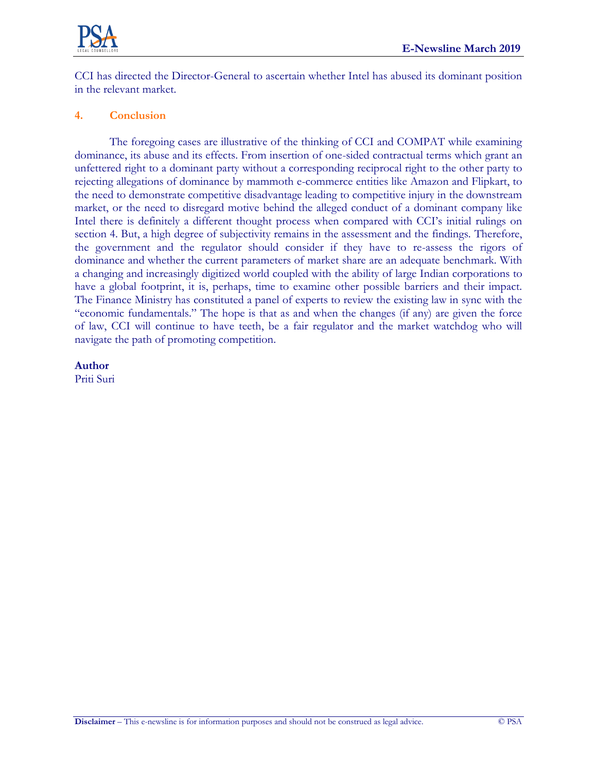CCI has directed the Director-General to ascertain whether Intel has abused its dominant position in the relevant market.

## 4. Conclusion

The foregoing cases are illustrative of the thinking of CCI and COMPAT while examining dominance, its abuse and its effects. From insertion of one-sided contractual terms which grant an unfettered right to a dominant party without a corresponding reciprocal right to the other party to rejecting allegations of dominance by mammoth e-commerce entities like Amazon and Flipkart, to the need to demonstrate competitive disadvantage leading to competitive injury in the downstream market, or the need to disregard motive behind the alleged conduct of a dominant company like Intel there is definitely a different thought process when compared with CCI's initial rulings on section 4. But, a high degree of subjectivity remains in the assessment and the findings. Therefore, the government and the regulator should consider if they have to re-assess the rigors of dominance and whether the current parameters of market share are an adequate benchmark. With a changing and increasingly digitized world coupled with the ability of large Indian corporations to have a global footprint, it is, perhaps, time to examine other possible barriers and their impact. The Finance Ministry has constituted a panel of experts to review the existing law in sync with the "economic fundamentals." The hope is that as and when the changes (if any) are given the force of law, CCI will continue to have teeth, be a fair regulator and the market watchdog who will navigate the path of promoting competition.

**Author**
Priti Suri

**Disclaimer** – This e-newsline is for information purposes and should not be construed as legal advice. © PSA